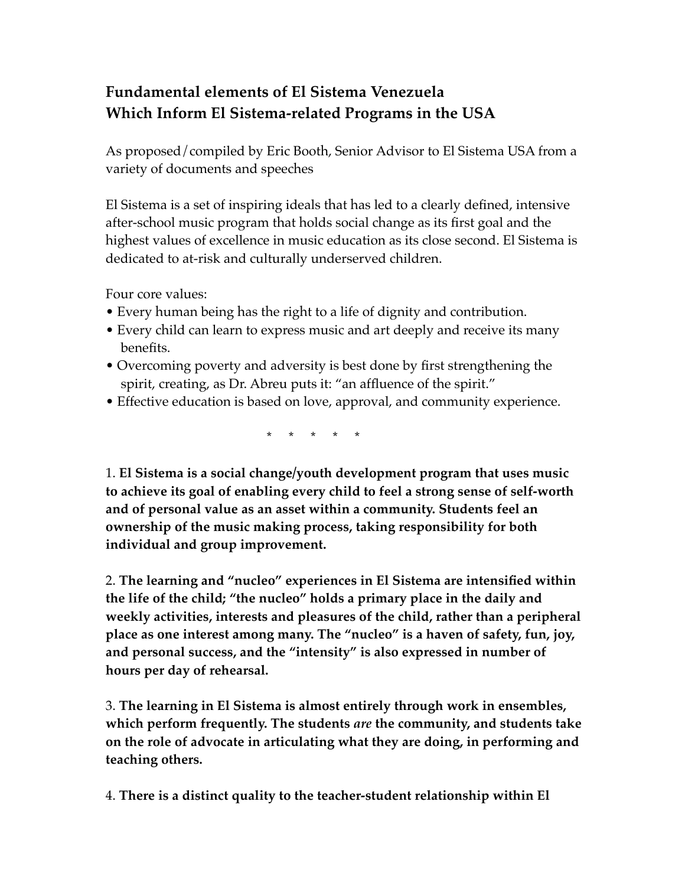# Fundamental elements of El Sistema Venezuela Which Inform El Sistema-related Programs in the USA

As proposed/compiled by Eric Booth, Senior Advisor to El Sistema USA from a variety of documents and speeches

El Sistema is a set of inspiring ideals that has led to a clearly defined, intensive after-school music program that holds social change as its first goal and the highest values of excellence in music education as its close second. El Sistema is dedicated to at-risk and culturally underserved children.

Four core values:

- Every human being has the right to a life of dignity and contribution.
- Every child can learn to express music and art deeply and receive its many benefits.
- Overcoming poverty and adversity is best done by first strengthening the spirit, creating, as Dr. Abreu puts it: "an affluence of the spirit."
- Effective education is based on love, approval, and community experience.

\* \* \* \* \*

1. **El Sistema is a social change/youth development program that uses music to achieve its goal of enabling every child to feel a strong sense of self-worth and of personal value as an asset within a community. Students feel an ownership of the music making process, taking responsibility for both individual and group improvement.**

2. **The learning and "nucleo" experiences in El Sistema are intensified within the life of the child; "the nucleo" holds a primary place in the daily and weekly activities, interests and pleasures of the child, rather than a peripheral place as one interest among many. The "nucleo" is a haven of safety, fun, joy, and personal success, and the "intensity" is also expressed in number of hours per day of rehearsal.**

3. **The learning in El Sistema is almost entirely through work in ensembles, which perform frequently. The students *are* the community, and students take on the role of advocate in articulating what they are doing, in performing and teaching others.**

4. **There is a distinct quality to the teacher-student relationship within El**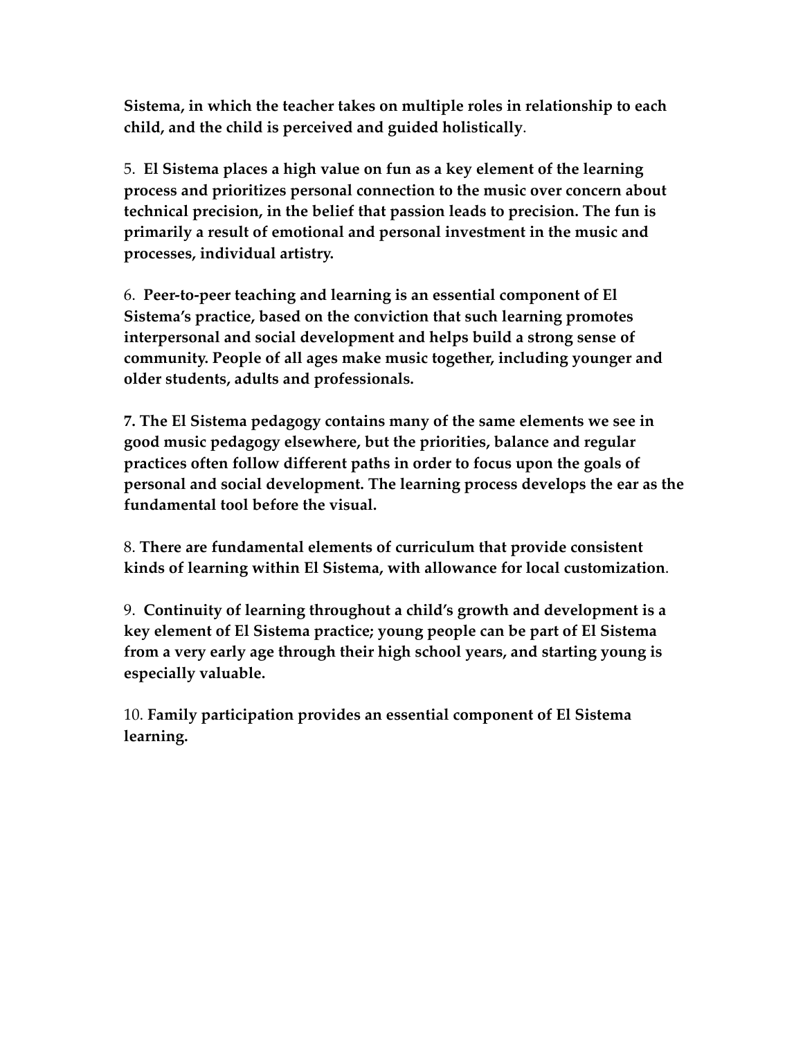**Sistema, in which the teacher takes on multiple roles in relationship to each child, and the child is perceived and guided holistically**.

5. **El Sistema places a high value on fun as a key element of the learning process and prioritizes personal connection to the music over concern about technical precision, in the belief that passion leads to precision. The fun is primarily a result of emotional and personal investment in the music and processes, individual artistry.**

6. **Peer-to-peer teaching and learning is an essential component of El Sistema's practice, based on the conviction that such learning promotes interpersonal and social development and helps build a strong sense of community. People of all ages make music together, including younger and older students, adults and professionals.**

**7. The El Sistema pedagogy contains many of the same elements we see in good music pedagogy elsewhere, but the priorities, balance and regular practices often follow different paths in order to focus upon the goals of personal and social development. The learning process develops the ear as the fundamental tool before the visual.**

8. **There are fundamental elements of curriculum that provide consistent kinds of learning within El Sistema, with allowance for local customization**.

9. **Continuity of learning throughout a child's growth and development is a key element of El Sistema practice; young people can be part of El Sistema from a very early age through their high school years, and starting young is especially valuable.**

10. **Family participation provides an essential component of El Sistema learning.**